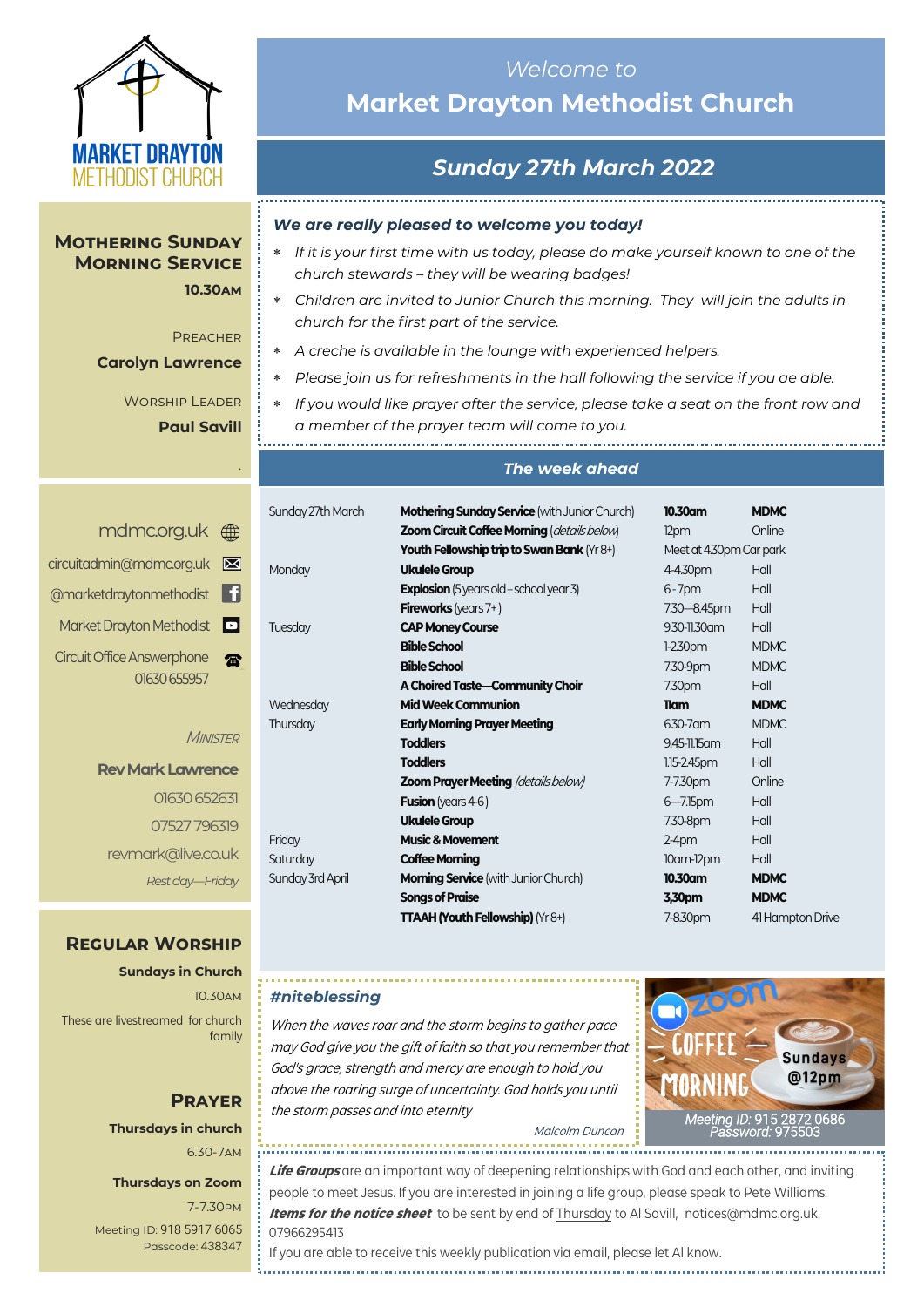MARKET DRAYTON METHODIST CHURCH

*Welcome to*

# Market Drayton Methodist Church

## *Sunday 27th March 2022*

### *We are really pleased to welcome you today!*

- *If it is your first time with us today, please do make yourself known to one of the church stewards – they will be wearing badges!*
- *Children are invited to Junior Church this morning. They will join the adults in church for the first part of the service.*
- *A creche is available in the lounge with experienced helpers.*
- *Please join us for refreshments in the hall following the service if you ae able.*
- *If you would like prayer after the service, please take a seat on the front row and a member of the prayer team will come to you.*

## Mothering Sunday Morning Service

**10.30am**

Preacher

**Carolyn Lawrence**

Worship Leader

**Paul Savill**

### *The week ahead*

| | | | |
|---|---|---|---|
| Sunday 27th March | **Mothering Sunday Service** (with Junior Church) | **10.30am** | **MDMC** |
| | **Zoom Circuit Coffee Morning** (*details below*) | 12pm | Online |
| | **Youth Fellowship trip to Swan Bank** (Yr 8+) | Meet at 4.30pm Car park | |
| Monday | **Ukulele Group** | 4-4.30pm | Hall |
| | **Explosion** (5 years old – school year 3) | 6 - 7pm | Hall |
| | **Fireworks** (years 7+) | 7.30—8.45pm | Hall |
| Tuesday | **CAP Money Course** | 9.30-11.30am | Hall |
| | **Bible School** | 1-2.30pm | MDMC |
| | **Bible School** | 7.30-9pm | MDMC |
| | **A Choired Taste—Community Choir** | 7.30pm | Hall |
| Wednesday | **Mid Week Communion** | **11am** | **MDMC** |
| Thursday | **Early Morning Prayer Meeting** | 6.30-7am | MDMC |
| | **Toddlers** | 9.45-11.15am | Hall |
| | **Toddlers** | 1.15-2.45pm | Hall |
| | **Zoom Prayer Meeting** (*details below*) | 7-7.30pm | Online |
| | **Fusion** (years 4-6) | 6—7.15pm | Hall |
| | **Ukulele Group** | 7.30-8pm | Hall |
| Friday | **Music & Movement** | 2-4pm | Hall |
| Saturday | **Coffee Morning** | 10am-12pm | Hall |
| Sunday 3rd April | **Morning Service** (with Junior Church) | **10.30am** | **MDMC** |
| | **Songs of Praise** | **3.30pm** | **MDMC** |
| | **TTAAH (Youth Fellowship)** (Yr 8+) | 7-8.30pm | 41 Hampton Drive |

mdmc.org.uk

circuitadmin@mdmc.org.uk

@marketdraytonmethodist

Market Drayton Methodist

Circuit Office Answerphone 01630 655957

*Minister*

**Rev Mark Lawrence**

01630 652631

07527 796319

revmark@live.co.uk

*Rest day—Friday*

## Regular Worship

**Sundays in Church**

10.30am

These are livestreamed for church family

## Prayer

**Thursdays in church**

6.30-7am

**Thursdays on Zoom**

7-7.30pm

Meeting ID: 918 5917 6065

Passcode: 438347

### *#niteblessing*

*When the waves roar and the storm begins to gather pace may God give you the gift of faith so that you remember that God's grace, strength and mercy are enough to hold you above the roaring surge of uncertainty. God holds you until the storm passes and into eternity*

*Malcolm Duncan*

**Zoom COFFEE MORNING**

**Sundays @12pm**

*Meeting ID:* 915 2872 0686

*Password:* 975503

***Life Groups*** are an important way of deepening relationships with God and each other, and inviting people to meet Jesus. If you are interested in joining a life group, please speak to Pete Williams.

***Items for the notice sheet*** to be sent by end of Thursday to Al Savill, notices@mdmc.org.uk. 07966295413

If you are able to receive this weekly publication via email, please let Al know.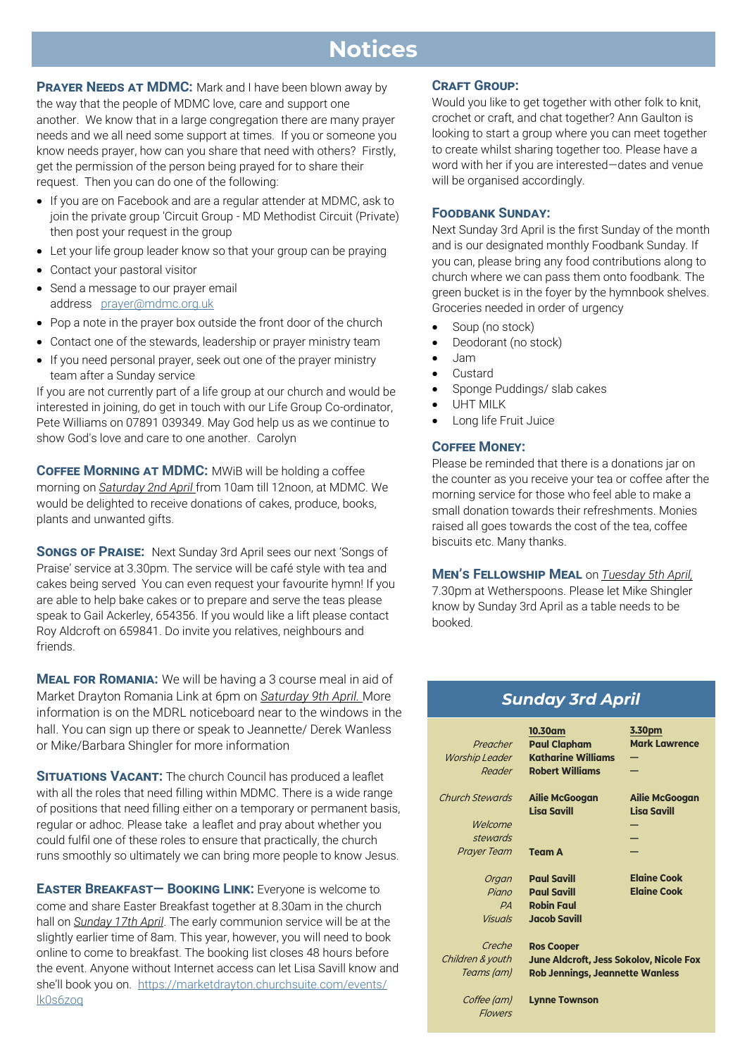# Notices

**Prayer Needs at MDMC:** Mark and I have been blown away by the way that the people of MDMC love, care and support one another. We know that in a large congregation there are many prayer needs and we all need some support at times. If you or someone you know needs prayer, how can you share that need with others? Firstly, get the permission of the person being prayed for to share their request. Then you can do one of the following:

- If you are on Facebook and are a regular attender at MDMC, ask to join the private group 'Circuit Group - MD Methodist Circuit (Private) then post your request in the group
- Let your life group leader know so that your group can be praying
- Contact your pastoral visitor
- Send a message to our prayer email address prayer@mdmc.org.uk
- Pop a note in the prayer box outside the front door of the church
- Contact one of the stewards, leadership or prayer ministry team
- If you need personal prayer, seek out one of the prayer ministry team after a Sunday service

If you are not currently part of a life group at our church and would be interested in joining, do get in touch with our Life Group Co-ordinator, Pete Williams on 07891 039349. May God help us as we continue to show God's love and care to one another. Carolyn

**Coffee Morning at MDMC:** MWiB will be holding a coffee morning on *Saturday 2nd April* from 10am till 12noon, at MDMC. We would be delighted to receive donations of cakes, produce, books, plants and unwanted gifts.

**Songs of Praise:** Next Sunday 3rd April sees our next 'Songs of Praise' service at 3.30pm. The service will be café style with tea and cakes being served You can even request your favourite hymn! If you are able to help bake cakes or to prepare and serve the teas please speak to Gail Ackerley, 654356. If you would like a lift please contact Roy Aldcroft on 659841. Do invite you relatives, neighbours and friends.

**Meal for Romania:** We will be having a 3 course meal in aid of Market Drayton Romania Link at 6pm on *Saturday 9th April.* More information is on the MDRL noticeboard near to the windows in the hall. You can sign up there or speak to Jeannette/ Derek Wanless or Mike/Barbara Shingler for more information

**Situations Vacant:** The church Council has produced a leaflet with all the roles that need filling within MDMC. There is a wide range of positions that need filling either on a temporary or permanent basis, regular or adhoc. Please take a leaflet and pray about whether you could fulfil one of these roles to ensure that practically, the church runs smoothly so ultimately we can bring more people to know Jesus.

**Easter Breakfast— Booking Link:** Everyone is welcome to come and share Easter Breakfast together at 8.30am in the church hall on *Sunday 17th April*. The early communion service will be at the slightly earlier time of 8am. This year, however, you will need to book online to come to breakfast. The booking list closes 48 hours before the event. Anyone without Internet access can let Lisa Savill know and she'll book you on. https://marketdrayton.churchsuite.com/events/lk0s6zoq

**Craft Group:**
Would you like to get together with other folk to knit, crochet or craft, and chat together? Ann Gaulton is looking to start a group where you can meet together to create whilst sharing together too. Please have a word with her if you are interested—dates and venue will be organised accordingly.

**Foodbank Sunday:**
Next Sunday 3rd April is the first Sunday of the month and is our designated monthly Foodbank Sunday. If you can, please bring any food contributions along to church where we can pass them onto foodbank. The green bucket is in the foyer by the hymnbook shelves. Groceries needed in order of urgency

- Soup (no stock)
- Deodorant (no stock)
- Jam
- Custard
- Sponge Puddings/ slab cakes
- UHT MILK
- Long life Fruit Juice

**Coffee Money:**
Please be reminded that there is a donations jar on the counter as you receive your tea or coffee after the morning service for those who feel able to make a small donation towards their refreshments. Monies raised all goes towards the cost of the tea, coffee biscuits etc. Many thanks.

**Men's Fellowship Meal** on *Tuesday 5th April,* 7.30pm at Wetherspoons. Please let Mike Shingler know by Sunday 3rd April as a table needs to be booked.

## Sunday 3rd April

| | 10.30am | 3.30pm |
|---|---|---|
| *Preacher* | **Paul Clapham** | **Mark Lawrence** |
| *Worship Leader* | **Katharine Williams** | — |
| *Reader* | **Robert Williams** | — |
| *Church Stewards* | **Ailie McGoogan Lisa Savill** | **Ailie McGoogan Lisa Savill** |
| *Welcome stewards* | | — — |
| *Prayer Team* | **Team A** | — |
| *Organ* | **Paul Savill** | **Elaine Cook** |
| *Piano* | **Paul Savill** | **Elaine Cook** |
| *PA* | **Robin Faul** | |
| *Visuals* | **Jacob Savill** | |
| *Creche* | **Ros Cooper** | |
| *Children & youth Teams (am)* | **June Aldcroft, Jess Sokolov, Nicole Fox Rob Jennings, Jeannette Wanless** | |
| *Coffee (am)* | **Lynne Townson** | |
| *Flowers* | | |